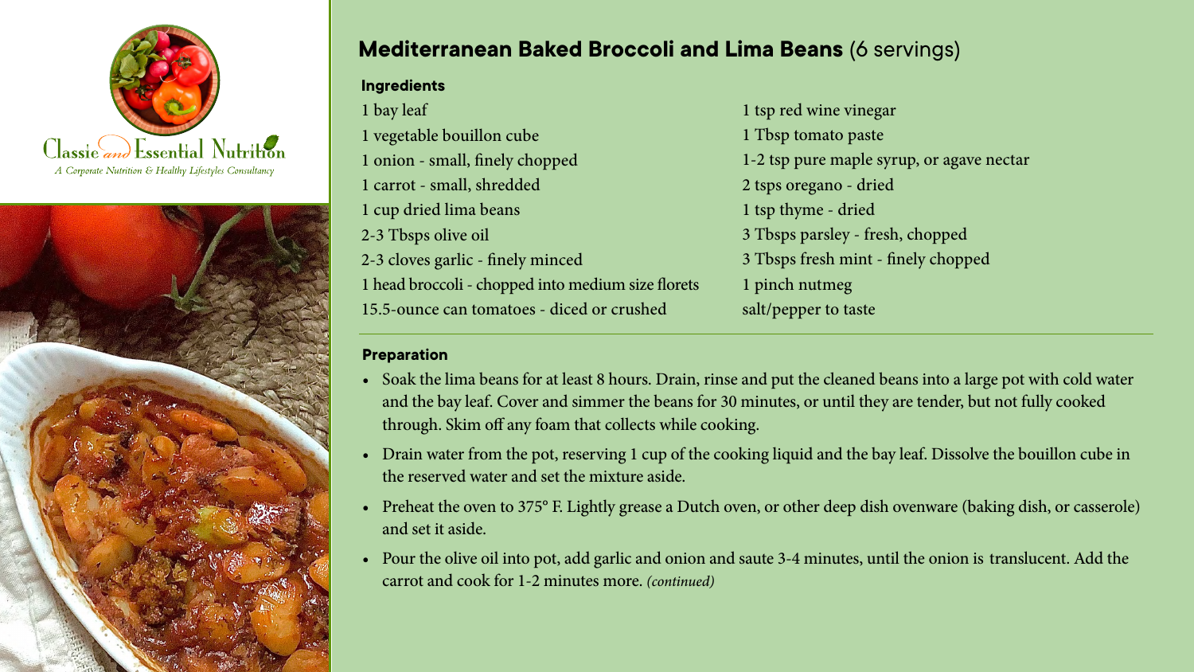Classie and Essential Nutrition

A Corporate Nutrition & Healthy Lifestyles Consultancy

# Mediterranean Baked Broccoli and Lima Beans (6 servings)

### Ingredients

- 1 bay leaf
- 1 vegetable bouillon cube
- 1 onion - small, finely chopped
- 1 carrot - small, shredded
- 1 cup dried lima beans
- 2-3 Tbsps olive oil
- 2-3 cloves garlic - finely minced
- 1 head broccoli - chopped into medium size florets
- 15.5-ounce can tomatoes - diced or crushed
- 1 tsp red wine vinegar
- 1 Tbsp tomato paste
- 1-2 tsp pure maple syrup, or agave nectar
- 2 tsps oregano - dried
- 1 tsp thyme - dried
- 3 Tbsps parsley - fresh, chopped
- 3 Tbsps fresh mint - finely chopped
- 1 pinch nutmeg
- salt/pepper to taste

### Preparation

- Soak the lima beans for at least 8 hours. Drain, rinse and put the cleaned beans into a large pot with cold water and the bay leaf. Cover and simmer the beans for 30 minutes, or until they are tender, but not fully cooked through. Skim off any foam that collects while cooking.
- Drain water from the pot, reserving 1 cup of the cooking liquid and the bay leaf. Dissolve the bouillon cube in the reserved water and set the mixture aside.
- Preheat the oven to 375° F. Lightly grease a Dutch oven, or other deep dish ovenware (baking dish, or casserole) and set it aside.
- Pour the olive oil into pot, add garlic and onion and saute 3-4 minutes, until the onion is translucent. Add the carrot and cook for 1-2 minutes more. *(continued)*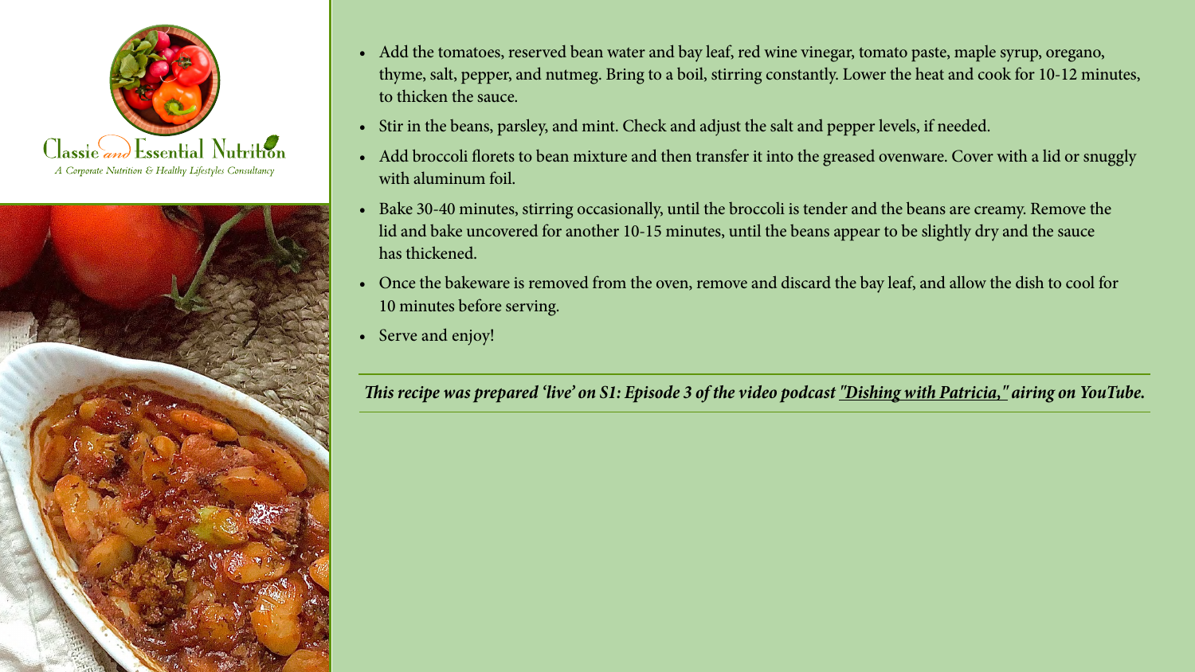Classic and Essential Nutrition

*A Corporate Nutrition & Healthy Lifestyles Consultancy*

- Add the tomatoes, reserved bean water and bay leaf, red wine vinegar, tomato paste, maple syrup, oregano, thyme, salt, pepper, and nutmeg. Bring to a boil, stirring constantly. Lower the heat and cook for 10-12 minutes, to thicken the sauce.
- Stir in the beans, parsley, and mint. Check and adjust the salt and pepper levels, if needed.
- Add broccoli florets to bean mixture and then transfer it into the greased ovenware. Cover with a lid or snuggly with aluminum foil.
- Bake 30-40 minutes, stirring occasionally, until the broccoli is tender and the beans are creamy. Remove the lid and bake uncovered for another 10-15 minutes, until the beans appear to be slightly dry and the sauce has thickened.
- Once the bakeware is removed from the oven, remove and discard the bay leaf, and allow the dish to cool for 10 minutes before serving.
- Serve and enjoy!

---

***This recipe was prepared 'live' on S1: Episode 3 of the video podcast "Dishing with Patricia," airing on YouTube.***